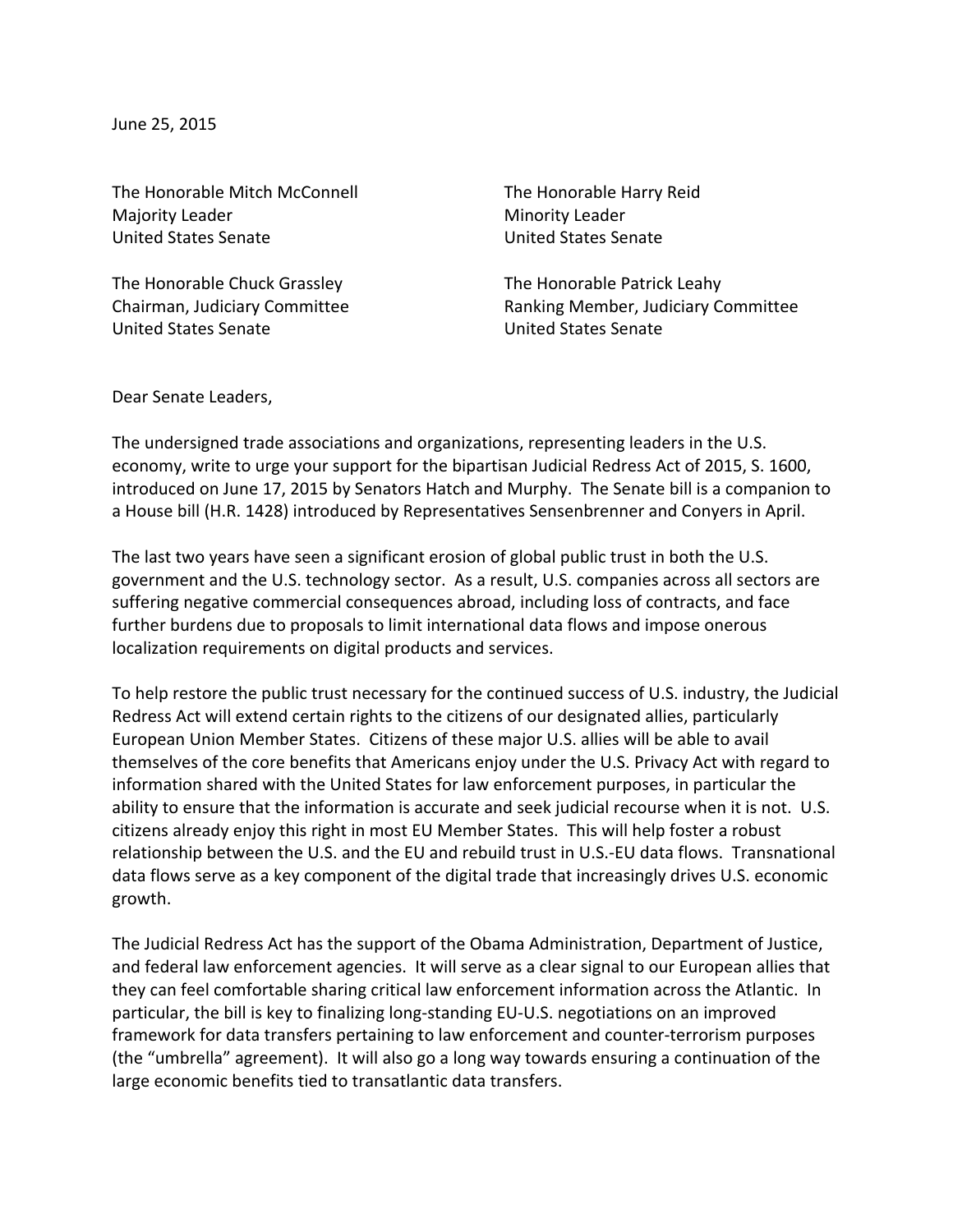June 25, 2015

The Honorable Mitch McConnell
Majority Leader
United States Senate

The Honorable Harry Reid
Minority Leader
United States Senate

The Honorable Chuck Grassley
Chairman, Judiciary Committee
United States Senate

The Honorable Patrick Leahy
Ranking Member, Judiciary Committee
United States Senate

Dear Senate Leaders,

The undersigned trade associations and organizations, representing leaders in the U.S. economy, write to urge your support for the bipartisan Judicial Redress Act of 2015, S. 1600, introduced on June 17, 2015 by Senators Hatch and Murphy. The Senate bill is a companion to a House bill (H.R. 1428) introduced by Representatives Sensenbrenner and Conyers in April.

The last two years have seen a significant erosion of global public trust in both the U.S. government and the U.S. technology sector. As a result, U.S. companies across all sectors are suffering negative commercial consequences abroad, including loss of contracts, and face further burdens due to proposals to limit international data flows and impose onerous localization requirements on digital products and services.

To help restore the public trust necessary for the continued success of U.S. industry, the Judicial Redress Act will extend certain rights to the citizens of our designated allies, particularly European Union Member States. Citizens of these major U.S. allies will be able to avail themselves of the core benefits that Americans enjoy under the U.S. Privacy Act with regard to information shared with the United States for law enforcement purposes, in particular the ability to ensure that the information is accurate and seek judicial recourse when it is not. U.S. citizens already enjoy this right in most EU Member States. This will help foster a robust relationship between the U.S. and the EU and rebuild trust in U.S.-EU data flows. Transnational data flows serve as a key component of the digital trade that increasingly drives U.S. economic growth.

The Judicial Redress Act has the support of the Obama Administration, Department of Justice, and federal law enforcement agencies. It will serve as a clear signal to our European allies that they can feel comfortable sharing critical law enforcement information across the Atlantic. In particular, the bill is key to finalizing long-standing EU-U.S. negotiations on an improved framework for data transfers pertaining to law enforcement and counter-terrorism purposes (the "umbrella" agreement). It will also go a long way towards ensuring a continuation of the large economic benefits tied to transatlantic data transfers.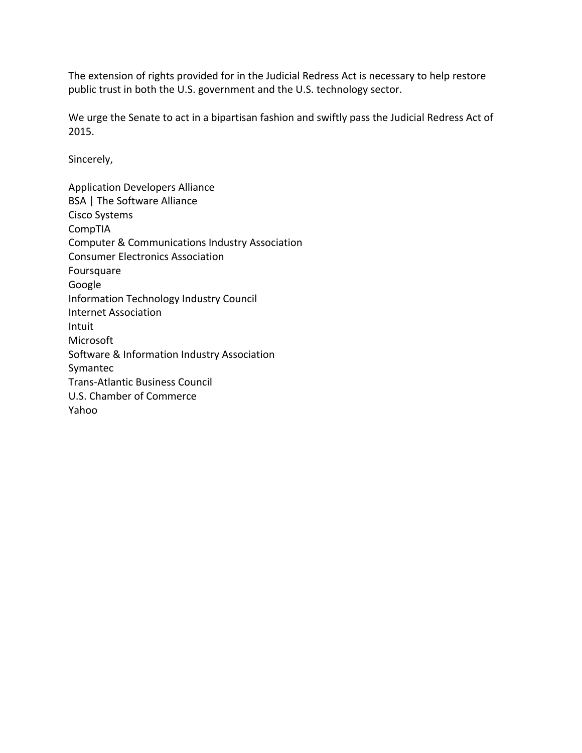The extension of rights provided for in the Judicial Redress Act is necessary to help restore public trust in both the U.S. government and the U.S. technology sector.

We urge the Senate to act in a bipartisan fashion and swiftly pass the Judicial Redress Act of 2015.

Sincerely,

Application Developers Alliance
BSA | The Software Alliance
Cisco Systems
CompTIA
Computer & Communications Industry Association
Consumer Electronics Association
Foursquare
Google
Information Technology Industry Council
Internet Association
Intuit
Microsoft
Software & Information Industry Association
Symantec
Trans-Atlantic Business Council
U.S. Chamber of Commerce
Yahoo